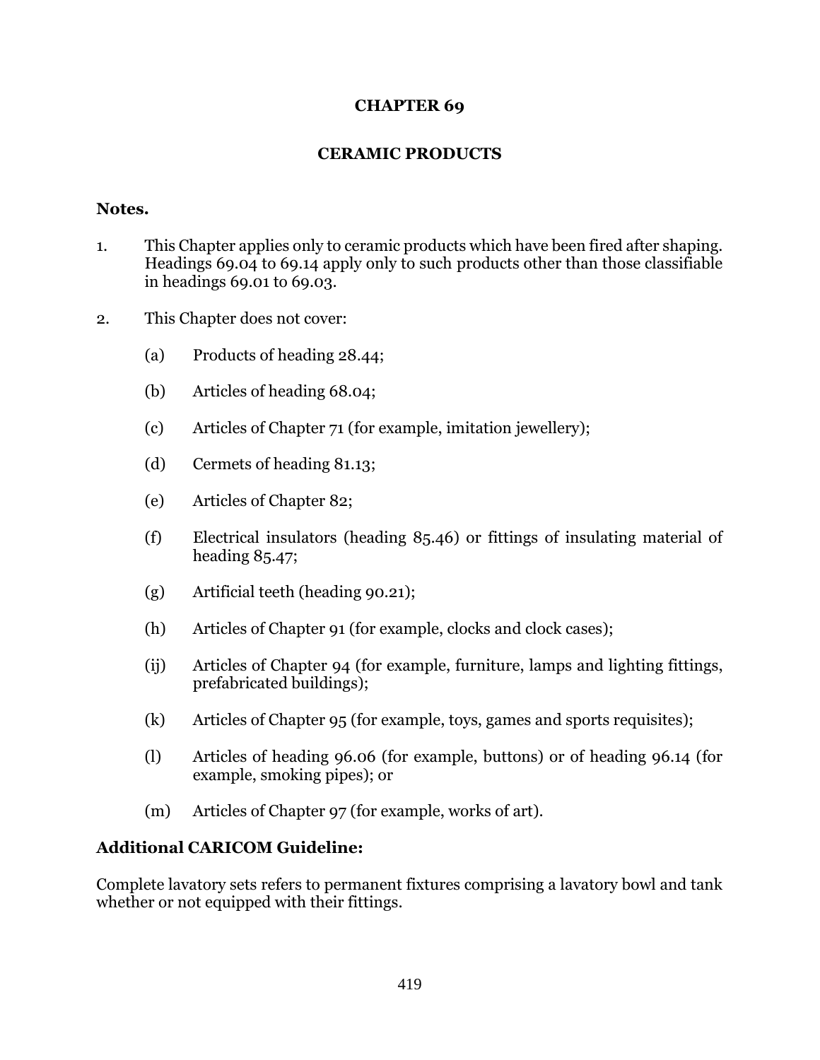# CHAPTER 69

## CERAMIC PRODUCTS

**Notes.**

1. This Chapter applies only to ceramic products which have been fired after shaping. Headings 69.04 to 69.14 apply only to such products other than those classifiable in headings 69.01 to 69.03.

2. This Chapter does not cover:

   (a) Products of heading 28.44;

   (b) Articles of heading 68.04;

   (c) Articles of Chapter 71 (for example, imitation jewellery);

   (d) Cermets of heading 81.13;

   (e) Articles of Chapter 82;

   (f) Electrical insulators (heading 85.46) or fittings of insulating material of heading 85.47;

   (g) Artificial teeth (heading 90.21);

   (h) Articles of Chapter 91 (for example, clocks and clock cases);

   (ij) Articles of Chapter 94 (for example, furniture, lamps and lighting fittings, prefabricated buildings);

   (k) Articles of Chapter 95 (for example, toys, games and sports requisites);

   (l) Articles of heading 96.06 (for example, buttons) or of heading 96.14 (for example, smoking pipes); or

   (m) Articles of Chapter 97 (for example, works of art).

**Additional CARICOM Guideline:**

Complete lavatory sets refers to permanent fixtures comprising a lavatory bowl and tank whether or not equipped with their fittings.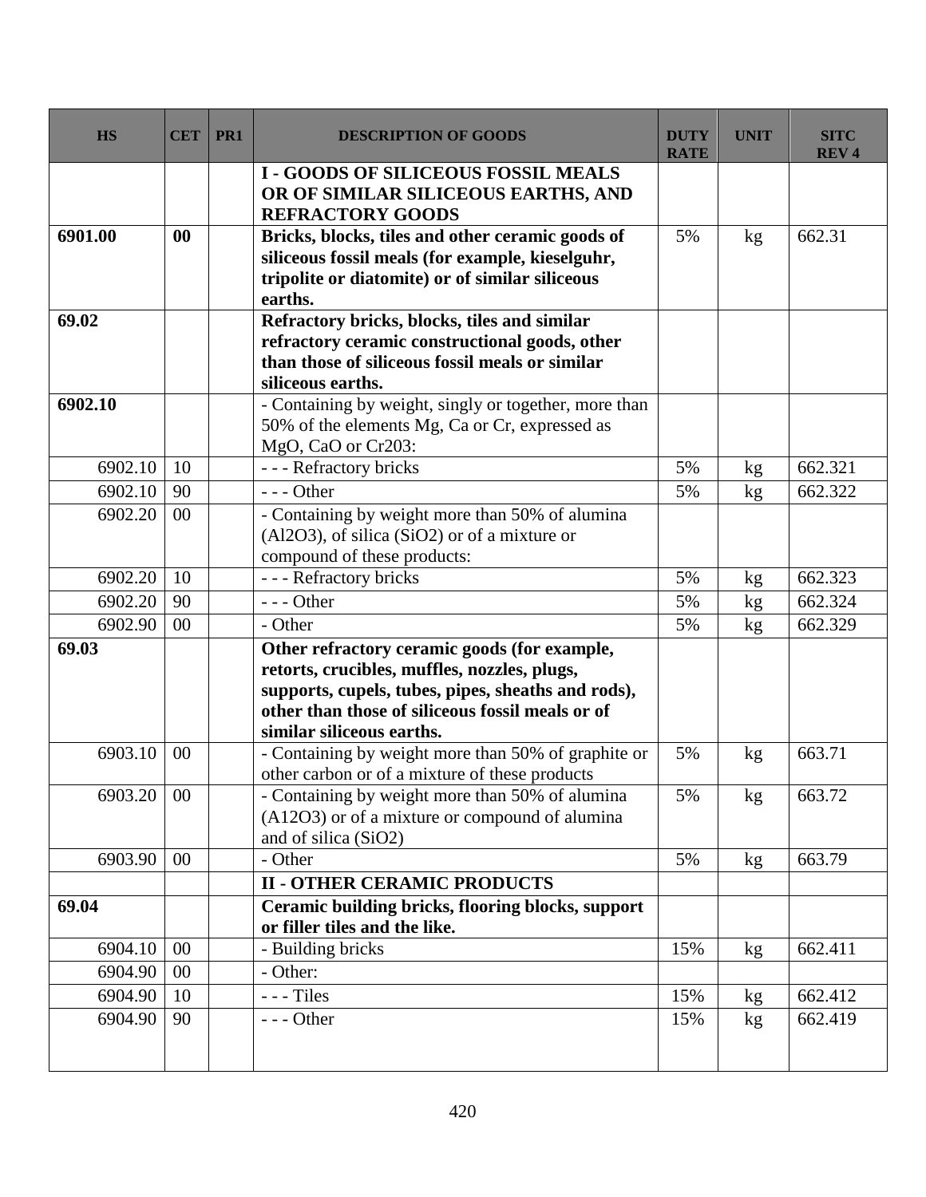| HS | CET | PR1 | DESCRIPTION OF GOODS | DUTY RATE | UNIT | SITC REV 4 |
|---|---|---|---|---|---|---|
| | | | **I - GOODS OF SILICEOUS FOSSIL MEALS OR OF SIMILAR SILICEOUS EARTHS, AND REFRACTORY GOODS** | | | |
| **6901.00** | **00** | | **Bricks, blocks, tiles and other ceramic goods of siliceous fossil meals (for example, kieselguhr, tripolite or diatomite) or of similar siliceous earths.** | 5% | kg | 662.31 |
| **69.02** | | | **Refractory bricks, blocks, tiles and similar refractory ceramic constructional goods, other than those of siliceous fossil meals or similar siliceous earths.** | | | |
| **6902.10** | | | - Containing by weight, singly or together, more than 50% of the elements Mg, Ca or Cr, expressed as MgO, CaO or Cr203: | | | |
| 6902.10 | 10 | | - - - Refractory bricks | 5% | kg | 662.321 |
| 6902.10 | 90 | | - - - Other | 5% | kg | 662.322 |
| 6902.20 | 00 | | - Containing by weight more than 50% of alumina (Al2O3), of silica (SiO2) or of a mixture or compound of these products: | | | |
| 6902.20 | 10 | | - - - Refractory bricks | 5% | kg | 662.323 |
| 6902.20 | 90 | | - - - Other | 5% | kg | 662.324 |
| 6902.90 | 00 | | - Other | 5% | kg | 662.329 |
| **69.03** | | | **Other refractory ceramic goods (for example, retorts, crucibles, muffles, nozzles, plugs, supports, cupels, tubes, pipes, sheaths and rods), other than those of siliceous fossil meals or of similar siliceous earths.** | | | |
| 6903.10 | 00 | | - Containing by weight more than 50% of graphite or other carbon or of a mixture of these products | 5% | kg | 663.71 |
| 6903.20 | 00 | | - Containing by weight more than 50% of alumina (A12O3) or of a mixture or compound of alumina and of silica (SiO2) | 5% | kg | 663.72 |
| 6903.90 | 00 | | - Other | 5% | kg | 663.79 |
| | | | **II - OTHER CERAMIC PRODUCTS** | | | |
| **69.04** | | | **Ceramic building bricks, flooring blocks, support or filler tiles and the like.** | | | |
| 6904.10 | 00 | | - Building bricks | 15% | kg | 662.411 |
| 6904.90 | 00 | | - Other: | | | |
| 6904.90 | 10 | | - - - Tiles | 15% | kg | 662.412 |
| 6904.90 | 90 | | - - - Other | 15% | kg | 662.419 |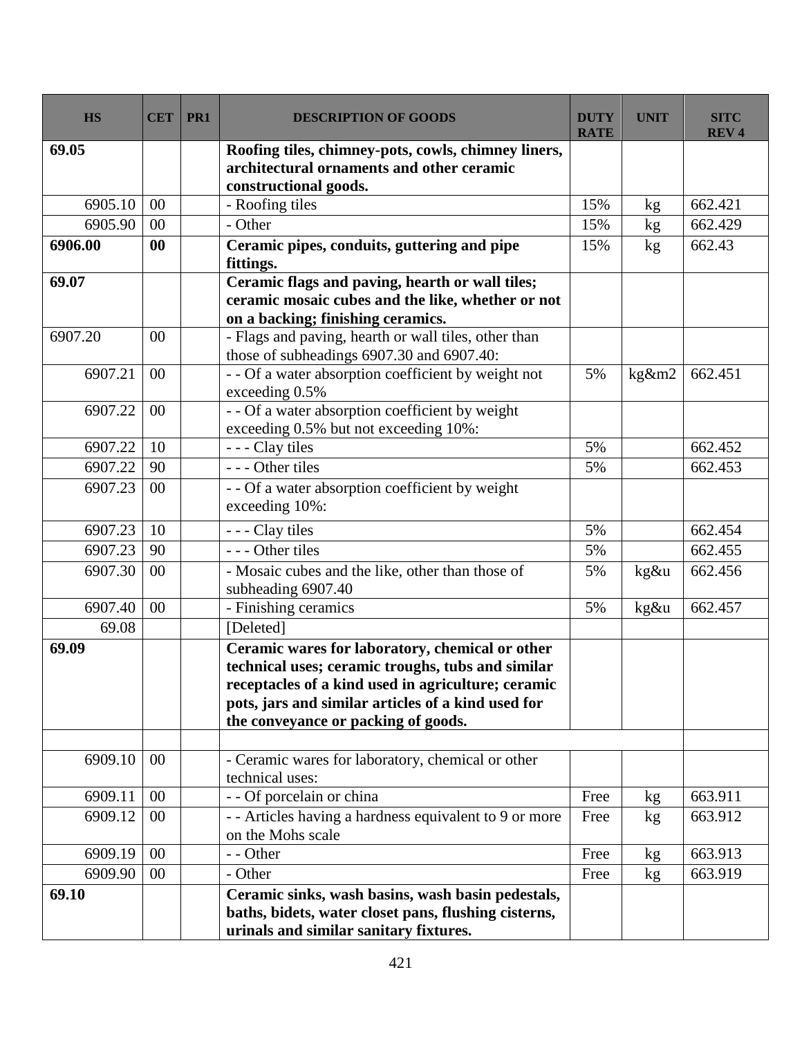| HS | CET | PR1 | DESCRIPTION OF GOODS | DUTY RATE | UNIT | SITC REV 4 |
|---|---|---|---|---|---|---|
| **69.05** | | | **Roofing tiles, chimney-pots, cowls, chimney liners, architectural ornaments and other ceramic constructional goods.** | | | |
| 6905.10 | 00 | | - Roofing tiles | 15% | kg | 662.421 |
| 6905.90 | 00 | | - Other | 15% | kg | 662.429 |
| **6906.00** | **00** | | **Ceramic pipes, conduits, guttering and pipe fittings.** | 15% | kg | 662.43 |
| **69.07** | | | **Ceramic flags and paving, hearth or wall tiles; ceramic mosaic cubes and the like, whether or not on a backing; finishing ceramics.** | | | |
| 6907.20 | 00 | | - Flags and paving, hearth or wall tiles, other than those of subheadings 6907.30 and 6907.40: | | | |
| 6907.21 | 00 | | - - Of a water absorption coefficient by weight not exceeding 0.5% | 5% | kg&m2 | 662.451 |
| 6907.22 | 00 | | - - Of a water absorption coefficient by weight exceeding 0.5% but not exceeding 10%: | | | |
| 6907.22 | 10 | | - - - Clay tiles | 5% | | 662.452 |
| 6907.22 | 90 | | - - - Other tiles | 5% | | 662.453 |
| 6907.23 | 00 | | - - Of a water absorption coefficient by weight exceeding 10%: | | | |
| 6907.23 | 10 | | - - - Clay tiles | 5% | | 662.454 |
| 6907.23 | 90 | | - - - Other tiles | 5% | | 662.455 |
| 6907.30 | 00 | | - Mosaic cubes and the like, other than those of subheading 6907.40 | 5% | kg&u | 662.456 |
| 6907.40 | 00 | | - Finishing ceramics | 5% | kg&u | 662.457 |
| 69.08 | | | [Deleted] | | | |
| **69.09** | | | **Ceramic wares for laboratory, chemical or other technical uses; ceramic troughs, tubs and similar receptacles of a kind used in agriculture; ceramic pots, jars and similar articles of a kind used for the conveyance or packing of goods.** | | | |
| | | | | | | |
| 6909.10 | 00 | | - Ceramic wares for laboratory, chemical or other technical uses: | | | |
| 6909.11 | 00 | | - - Of porcelain or china | Free | kg | 663.911 |
| 6909.12 | 00 | | - - Articles having a hardness equivalent to 9 or more on the Mohs scale | Free | kg | 663.912 |
| 6909.19 | 00 | | - - Other | Free | kg | 663.913 |
| 6909.90 | 00 | | - Other | Free | kg | 663.919 |
| **69.10** | | | **Ceramic sinks, wash basins, wash basin pedestals, baths, bidets, water closet pans, flushing cisterns, urinals and similar sanitary fixtures.** | | | |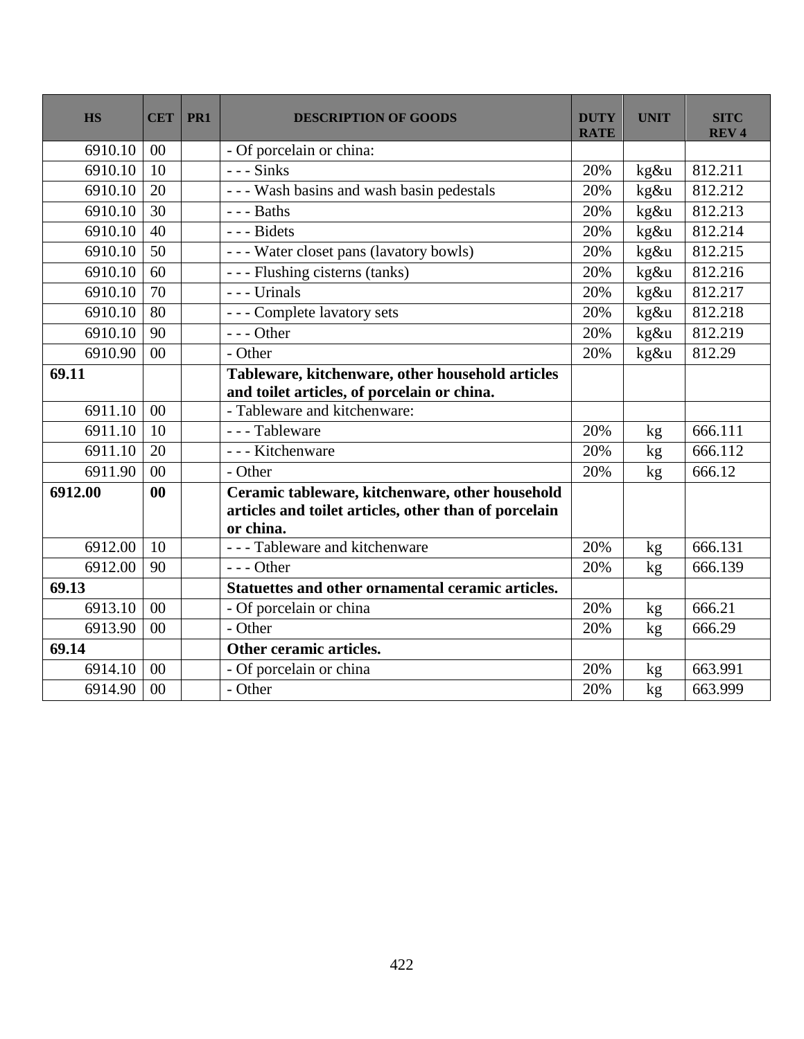| HS | CET | PR1 | DESCRIPTION OF GOODS | DUTY RATE | UNIT | SITC REV 4 |
|---|---|---|---|---|---|---|
| 6910.10 | 00 | | - Of porcelain or china: | | | |
| 6910.10 | 10 | | - - - Sinks | 20% | kg&u | 812.211 |
| 6910.10 | 20 | | - - - Wash basins and wash basin pedestals | 20% | kg&u | 812.212 |
| 6910.10 | 30 | | - - - Baths | 20% | kg&u | 812.213 |
| 6910.10 | 40 | | - - - Bidets | 20% | kg&u | 812.214 |
| 6910.10 | 50 | | - - - Water closet pans (lavatory bowls) | 20% | kg&u | 812.215 |
| 6910.10 | 60 | | - - - Flushing cisterns (tanks) | 20% | kg&u | 812.216 |
| 6910.10 | 70 | | - - - Urinals | 20% | kg&u | 812.217 |
| 6910.10 | 80 | | - - - Complete lavatory sets | 20% | kg&u | 812.218 |
| 6910.10 | 90 | | - - - Other | 20% | kg&u | 812.219 |
| 6910.90 | 00 | | - Other | 20% | kg&u | 812.29 |
| **69.11** | | | **Tableware, kitchenware, other household articles and toilet articles, of porcelain or china.** | | | |
| 6911.10 | 00 | | - Tableware and kitchenware: | | | |
| 6911.10 | 10 | | - - - Tableware | 20% | kg | 666.111 |
| 6911.10 | 20 | | - - - Kitchenware | 20% | kg | 666.112 |
| 6911.90 | 00 | | - Other | 20% | kg | 666.12 |
| **6912.00** | **00** | | **Ceramic tableware, kitchenware, other household articles and toilet articles, other than of porcelain or china.** | | | |
| 6912.00 | 10 | | - - - Tableware and kitchenware | 20% | kg | 666.131 |
| 6912.00 | 90 | | - - - Other | 20% | kg | 666.139 |
| **69.13** | | | **Statuettes and other ornamental ceramic articles.** | | | |
| 6913.10 | 00 | | - Of porcelain or china | 20% | kg | 666.21 |
| 6913.90 | 00 | | - Other | 20% | kg | 666.29 |
| **69.14** | | | **Other ceramic articles.** | | | |
| 6914.10 | 00 | | - Of porcelain or china | 20% | kg | 663.991 |
| 6914.90 | 00 | | - Other | 20% | kg | 663.999 |